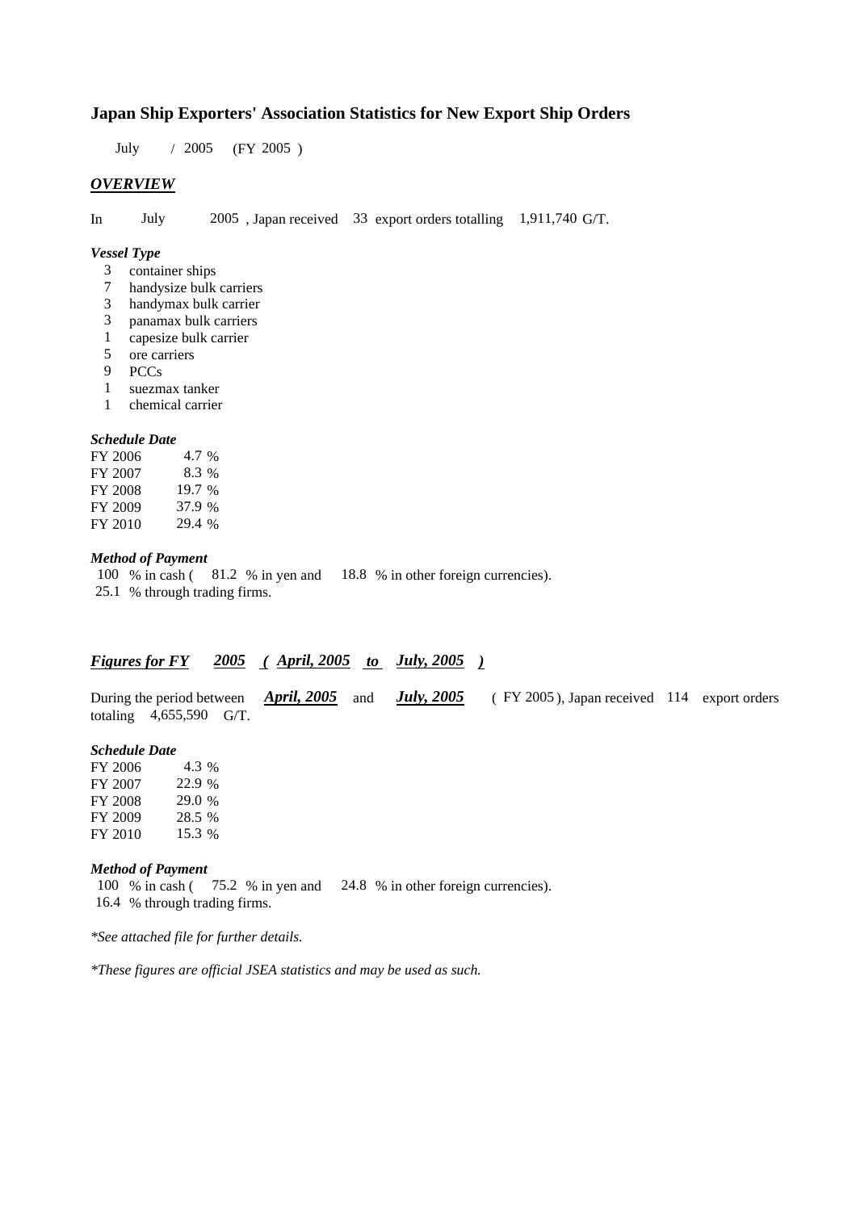# Japan Ship Exporters' Association Statistics for New Export Ship Orders

July / 2005 (FY 2005 )

## *OVERVIEW*

In July 2005 , Japan received 33 export orders totalling 1,911,740 G/T.

### *Vessel Type*

- 3 container ships
- 7 handysize bulk carriers
- 3 handymax bulk carrier
- 3 panamax bulk carriers
- 1 capesize bulk carrier
- 5 ore carriers
- 9 PCCs
- 1 suezmax tanker
- 1 chemical carrier

### *Schedule Date*

| | |
|---|---|
| FY 2006 | 4.7 % |
| FY 2007 | 8.3 % |
| FY 2008 | 19.7 % |
| FY 2009 | 37.9 % |
| FY 2010 | 29.4 % |

### *Method of Payment*

100 % in cash ( 81.2 % in yen and 18.8 % in other foreign currencies).
25.1 % through trading firms.

## *Figures for FY 2005 ( April, 2005 to July, 2005 )*

During the period between ***April, 2005*** and ***July, 2005*** ( FY 2005 ), Japan received 114 export orders totaling 4,655,590 G/T.

### *Schedule Date*

| | |
|---|---|
| FY 2006 | 4.3 % |
| FY 2007 | 22.9 % |
| FY 2008 | 29.0 % |
| FY 2009 | 28.5 % |
| FY 2010 | 15.3 % |

### *Method of Payment*

100 % in cash ( 75.2 % in yen and 24.8 % in other foreign currencies).
16.4 % through trading firms.

*\*See attached file for further details.*

*\*These figures are official JSEA statistics and may be used as such.*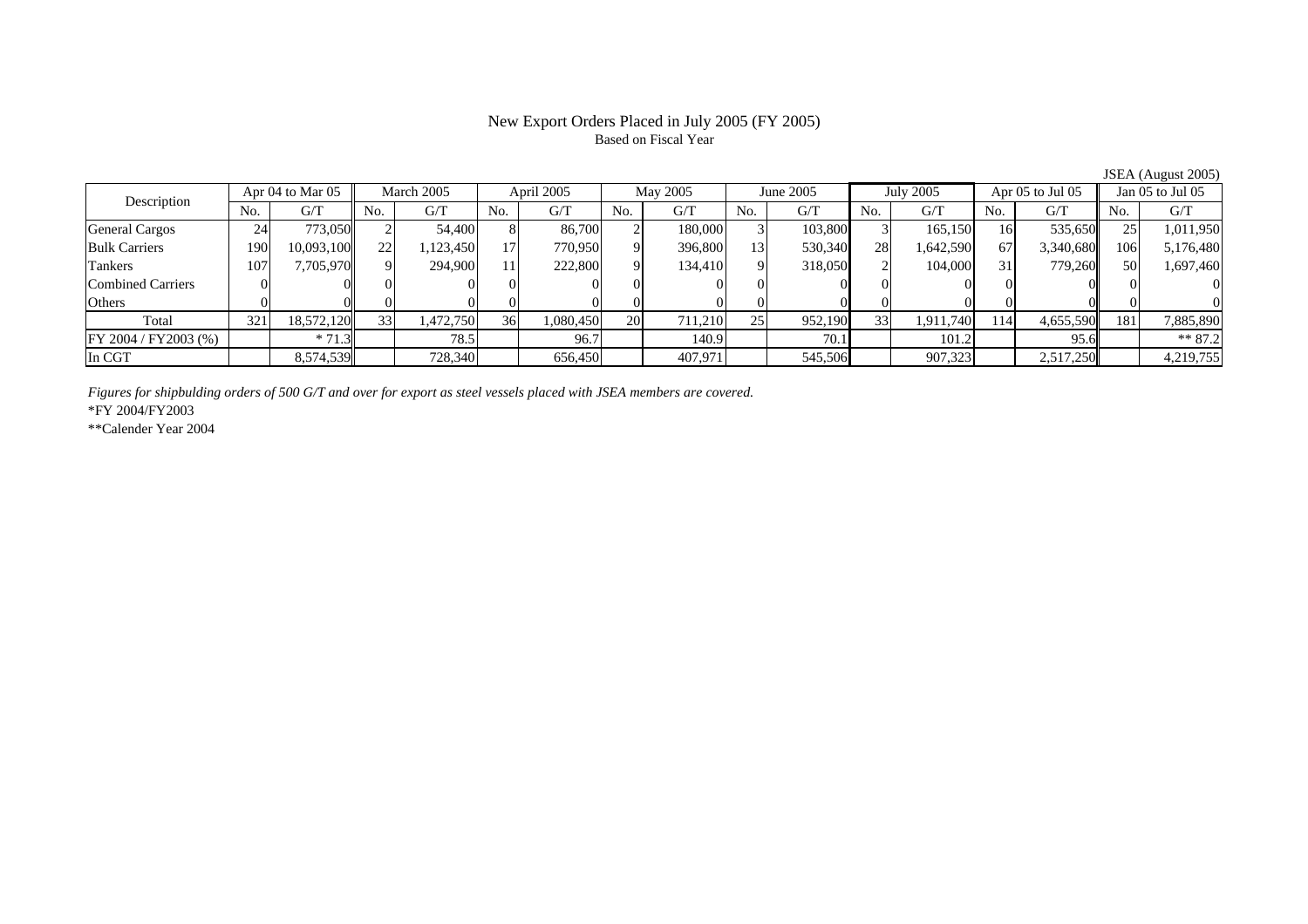# New Export Orders Placed in July 2005 (FY 2005)

Based on Fiscal Year

JSEA (August 2005)

| Description | Apr 04 to Mar 05 | | March 2005 | | April 2005 | | May 2005 | | June 2005 | | July 2005 | | Apr 05 to Jul 05 | | Jan 05 to Jul 05 | |
|---|---|---|---|---|---|---|---|---|---|---|---|---|---|---|---|---|
| | No. | G/T | No. | G/T | No. | G/T | No. | G/T | No. | G/T | No. | G/T | No. | G/T | No. | G/T |
| General Cargos | 24 | 773,050 | 2 | 54,400 | 8 | 86,700 | 2 | 180,000 | 3 | 103,800 | 3 | 165,150 | 16 | 535,650 | 25 | 1,011,950 |
| Bulk Carriers | 190 | 10,093,100 | 22 | 1,123,450 | 17 | 770,950 | 9 | 396,800 | 13 | 530,340 | 28 | 1,642,590 | 67 | 3,340,680 | 106 | 5,176,480 |
| Tankers | 107 | 7,705,970 | 9 | 294,900 | 11 | 222,800 | 9 | 134,410 | 9 | 318,050 | 2 | 104,000 | 31 | 779,260 | 50 | 1,697,460 |
| Combined Carriers | 0 | 0 | 0 | 0 | 0 | 0 | 0 | 0 | 0 | 0 | 0 | 0 | 0 | 0 | 0 | 0 |
| Others | 0 | 0 | 0 | 0 | 0 | 0 | 0 | 0 | 0 | 0 | 0 | 0 | 0 | 0 | 0 | 0 |
| Total | 321 | 18,572,120 | 33 | 1,472,750 | 36 | 1,080,450 | 20 | 711,210 | 25 | 952,190 | 33 | 1,911,740 | 114 | 4,655,590 | 181 | 7,885,890 |
| FY 2004 / FY2003 (%) | | * 71.3 | | 78.5 | | 96.7 | | 140.9 | | 70.1 | | 101.2 | | 95.6 | | ** 87.2 |
| In CGT | | 8,574,539 | | 728,340 | | 656,450 | | 407,971 | | 545,506 | | 907,323 | | 2,517,250 | | 4,219,755 |

*Figures for shipbulding orders of 500 G/T and over for export as steel vessels placed with JSEA members are covered.*

*FY 2004/FY2003

**Calender Year 2004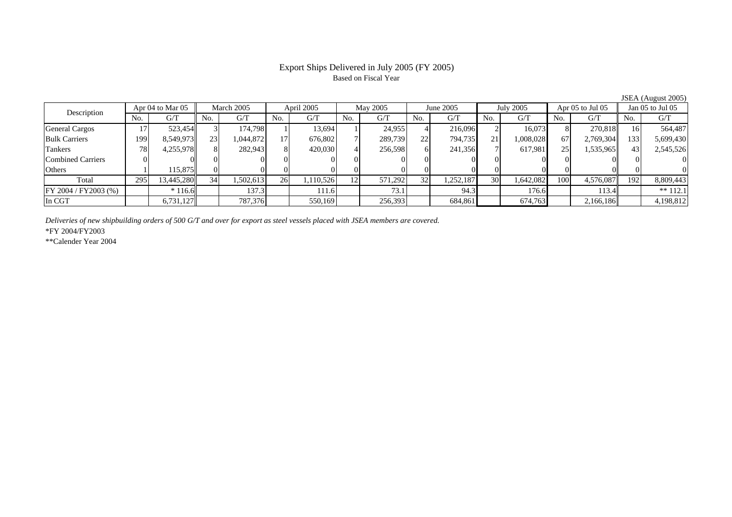# Export Ships Delivered in July 2005 (FY 2005)

Based on Fiscal Year

JSEA (August 2005)

| Description | Apr 04 to Mar 05 | | March 2005 | | April 2005 | | May 2005 | | June 2005 | | July 2005 | | Apr 05 to Jul 05 | | Jan 05 to Jul 05 | |
|---|---|---|---|---|---|---|---|---|---|---|---|---|---|---|---|---|
| | No. | G/T | No. | G/T | No. | G/T | No. | G/T | No. | G/T | No. | G/T | No. | G/T | No. | G/T |
| General Cargos | 17 | 523,454 | 3 | 174,798 | 1 | 13,694 | 1 | 24,955 | 4 | 216,096 | 2 | 16,073 | 8 | 270,818 | 16 | 564,487 |
| Bulk Carriers | 199 | 8,549,973 | 23 | 1,044,872 | 17 | 676,802 | 7 | 289,739 | 22 | 794,735 | 21 | 1,008,028 | 67 | 2,769,304 | 133 | 5,699,430 |
| Tankers | 78 | 4,255,978 | 8 | 282,943 | 8 | 420,030 | 4 | 256,598 | 6 | 241,356 | 7 | 617,981 | 25 | 1,535,965 | 43 | 2,545,526 |
| Combined Carriers | 0 | 0 | 0 | 0 | 0 | 0 | 0 | 0 | 0 | 0 | 0 | 0 | 0 | 0 | 0 | 0 |
| Others | 1 | 115,875 | 0 | 0 | 0 | 0 | 0 | 0 | 0 | 0 | 0 | 0 | 0 | 0 | 0 | 0 |
| Total | 295 | 13,445,280 | 34 | 1,502,613 | 26 | 1,110,526 | 12 | 571,292 | 32 | 1,252,187 | 30 | 1,642,082 | 100 | 4,576,087 | 192 | 8,809,443 |
| FY 2004 / FY2003 (%) | | * 116.6 | | 137.3 | | 111.6 | | 73.1 | | 94.3 | | 176.6 | | 113.4 | | ** 112.1 |
| In CGT | | 6,731,127 | | 787,376 | | 550,169 | | 256,393 | | 684,861 | | 674,763 | | 2,166,186 | | 4,198,812 |

*Deliveries of new shipbuilding orders of 500 G/T and over for export as steel vessels placed with JSEA members are covered.*

*FY 2004/FY2003

**Calender Year 2004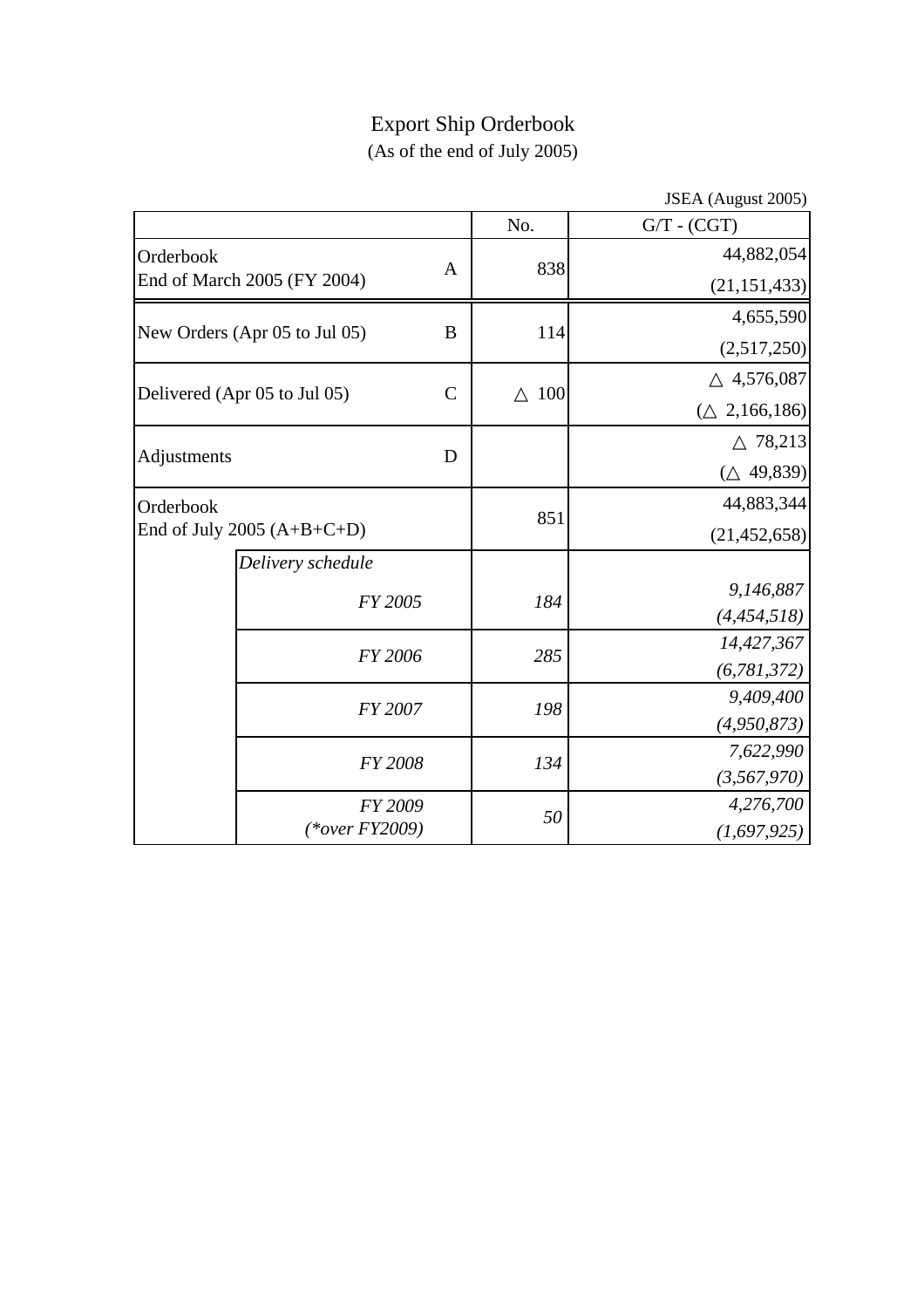# Export Ship Orderbook

(As of the end of July 2005)

JSEA (August 2005)

| | | | No. | G/T - (CGT) |
|---|---|---|---|---|
| Orderbook<br>End of March 2005 (FY 2004) | | A | 838 | 44,882,054<br>(21,151,433) |
| New Orders (Apr 05 to Jul 05) | | B | 114 | 4,655,590<br>(2,517,250) |
| Delivered (Apr 05 to Jul 05) | | C | △ 100 | △ 4,576,087<br>(△ 2,166,186) |
| Adjustments | | D | | △ 78,213<br>(△ 49,839) |
| Orderbook<br>End of July 2005 (A+B+C+D) | | | 851 | 44,883,344<br>(21,452,658) |
| | *Delivery schedule* | | | |
| | *FY 2005* | | *184* | *9,146,887*<br>*(4,454,518)* |
| | *FY 2006* | | *285* | *14,427,367*<br>*(6,781,372)* |
| | *FY 2007* | | *198* | *9,409,400*<br>*(4,950,873)* |
| | *FY 2008* | | *134* | *7,622,990*<br>*(3,567,970)* |
| | *FY 2009*<br>*(*over FY2009)* | | *50* | *4,276,700*<br>*(1,697,925)* |